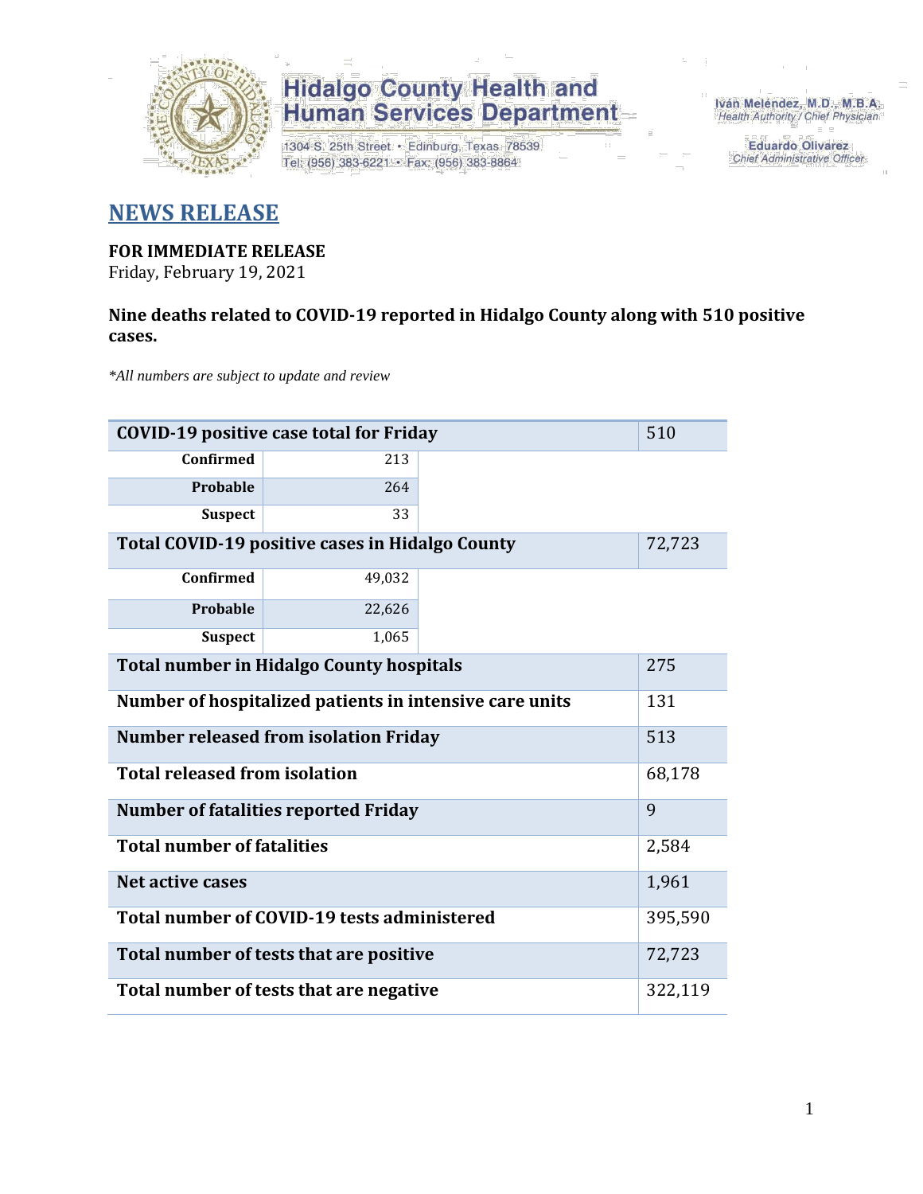Hidalgo County Health and Human Services Department

1304 S. 25th Street • Edinburg, Texas 78539
Tel: (956) 383-6221 • Fax: (956) 383-8864

Iván Meléndez, M.D., M.B.A.
Health Authority / Chief Physician

Eduardo Olivarez
Chief Administrative Officer

# NEWS RELEASE

**FOR IMMEDIATE RELEASE**
Friday, February 19, 2021

**Nine deaths related to COVID-19 reported in Hidalgo County along with 510 positive cases.**

*\*All numbers are subject to update and review*

| | | |
|---|---|---|
| **COVID-19 positive case total for Friday** | | 510 |
| **Confirmed** | 213 | |
| **Probable** | 264 | |
| **Suspect** | 33 | |
| **Total COVID-19 positive cases in Hidalgo County** | | 72,723 |
| **Confirmed** | 49,032 | |
| **Probable** | 22,626 | |
| **Suspect** | 1,065 | |
| **Total number in Hidalgo County hospitals** | | 275 |
| **Number of hospitalized patients in intensive care units** | | 131 |
| **Number released from isolation Friday** | | 513 |
| **Total released from isolation** | | 68,178 |
| **Number of fatalities reported Friday** | | 9 |
| **Total number of fatalities** | | 2,584 |
| **Net active cases** | | 1,961 |
| **Total number of COVID-19 tests administered** | | 395,590 |
| **Total number of tests that are positive** | | 72,723 |
| **Total number of tests that are negative** | | 322,119 |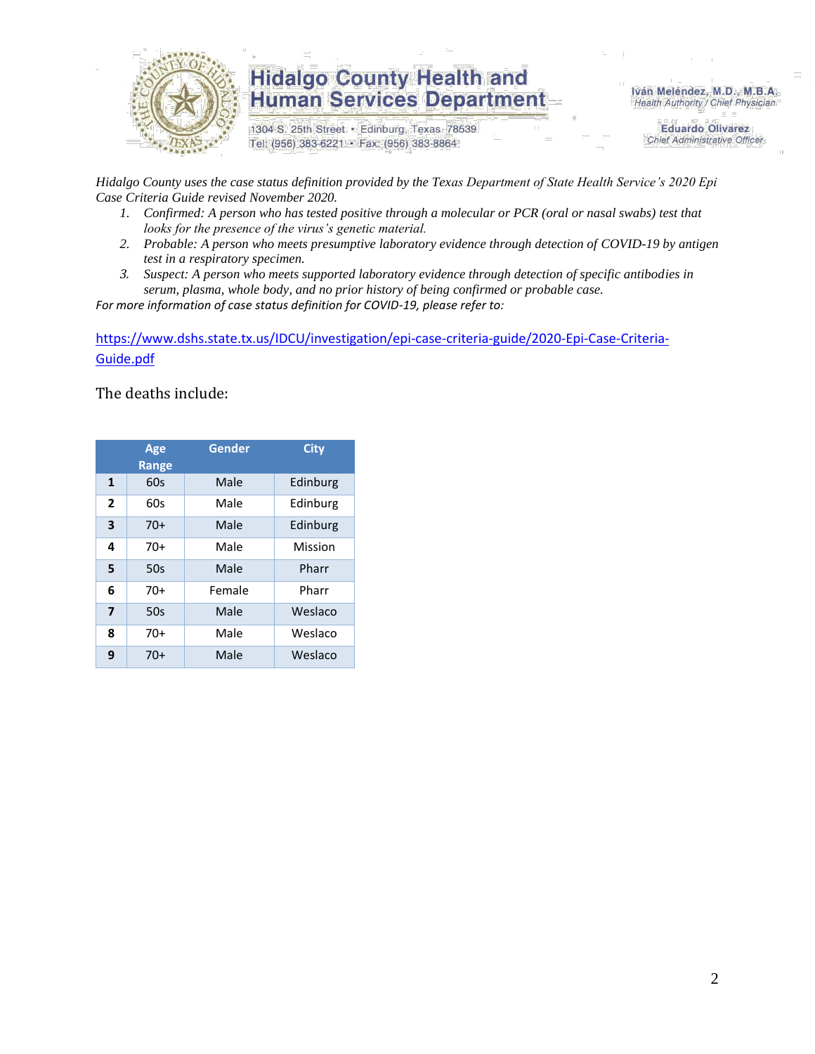# Hidalgo County Health and Human Services Department

1304 S. 25th Street • Edinburg, Texas 78539
Tel: (956) 383-6221 • Fax: (956) 383-8864

Iván Meléndez, M.D., M.B.A.
*Health Authority / Chief Physician*

Eduardo Olivarez
*Chief Administrative Officer*

*Hidalgo County uses the case status definition provided by the Texas Department of State Health Service's 2020 Epi Case Criteria Guide revised November 2020.*

1. *Confirmed: A person who has tested positive through a molecular or PCR (oral or nasal swabs) test that looks for the presence of the virus's genetic material.*
2. *Probable: A person who meets presumptive laboratory evidence through detection of COVID-19 by antigen test in a respiratory specimen.*
3. *Suspect: A person who meets supported laboratory evidence through detection of specific antibodies in serum, plasma, whole body, and no prior history of being confirmed or probable case.*

*For more information of case status definition for COVID-19, please refer to:*

https://www.dshs.state.tx.us/IDCU/investigation/epi-case-criteria-guide/2020-Epi-Case-Criteria-Guide.pdf

The deaths include:

| | Age Range | Gender | City |
|---|---|---|---|
| **1** | 60s | Male | Edinburg |
| **2** | 60s | Male | Edinburg |
| **3** | 70+ | Male | Edinburg |
| **4** | 70+ | Male | Mission |
| **5** | 50s | Male | Pharr |
| **6** | 70+ | Female | Pharr |
| **7** | 50s | Male | Weslaco |
| **8** | 70+ | Male | Weslaco |
| **9** | 70+ | Male | Weslaco |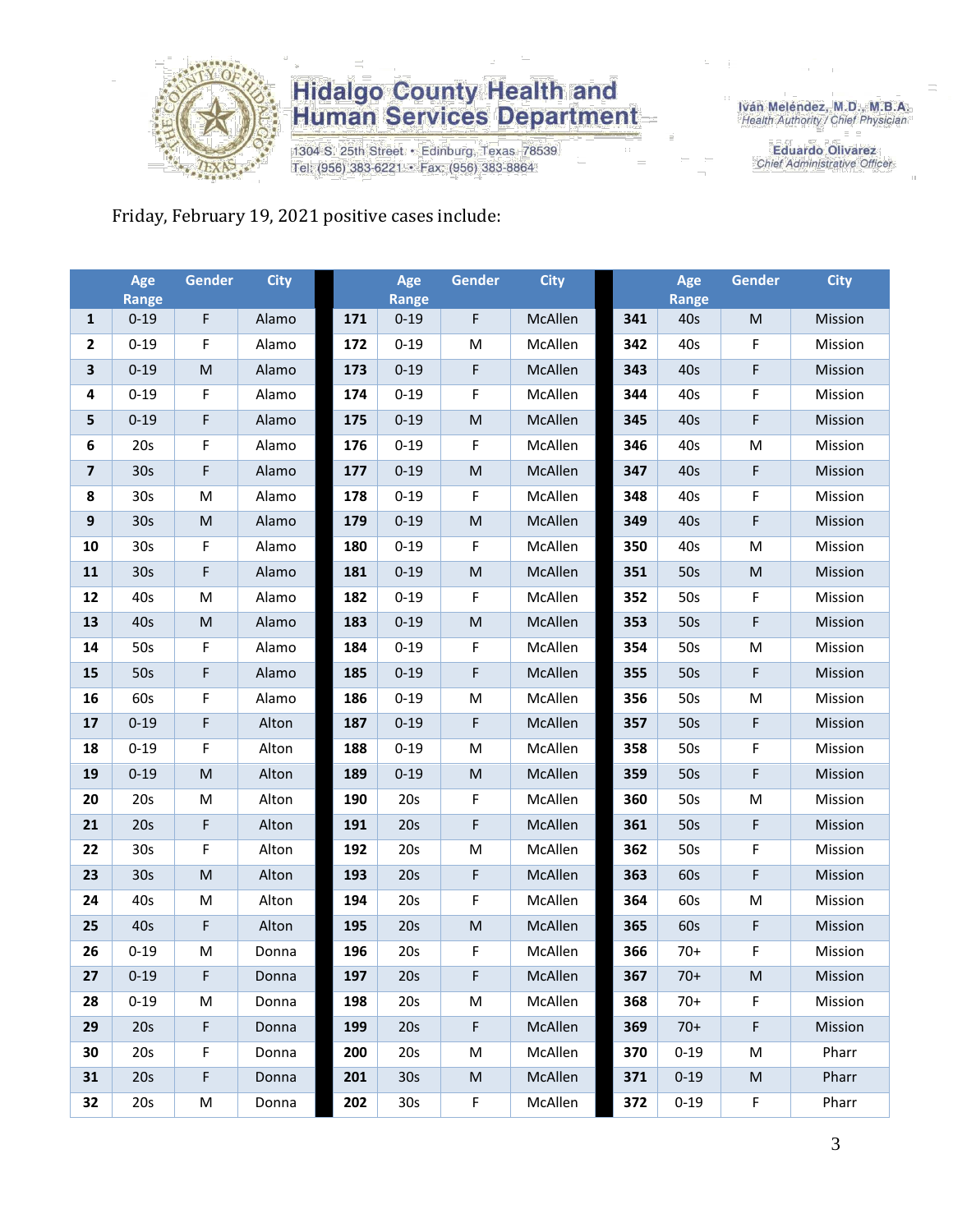# Hidalgo County Health and Human Services Department

1304 S. 25th Street • Edinburg, Texas 78539
Tel: (956) 383-6221 • Fax: (956) 383-8864

Iván Meléndez, M.D., M.B.A.
Health Authority / Chief Physician

Eduardo Olivarez
Chief Administrative Officer

Friday, February 19, 2021 positive cases include:

| | Age Range | Gender | City | | Age Range | Gender | City | | Age Range | Gender | City |
|---|---|---|---|---|---|---|---|---|---|---|---|
| 1 | 0-19 | F | Alamo | 171 | 0-19 | F | McAllen | 341 | 40s | M | Mission |
| 2 | 0-19 | F | Alamo | 172 | 0-19 | M | McAllen | 342 | 40s | F | Mission |
| 3 | 0-19 | M | Alamo | 173 | 0-19 | F | McAllen | 343 | 40s | F | Mission |
| 4 | 0-19 | F | Alamo | 174 | 0-19 | F | McAllen | 344 | 40s | F | Mission |
| 5 | 0-19 | F | Alamo | 175 | 0-19 | M | McAllen | 345 | 40s | F | Mission |
| 6 | 20s | F | Alamo | 176 | 0-19 | F | McAllen | 346 | 40s | M | Mission |
| 7 | 30s | F | Alamo | 177 | 0-19 | M | McAllen | 347 | 40s | F | Mission |
| 8 | 30s | M | Alamo | 178 | 0-19 | F | McAllen | 348 | 40s | F | Mission |
| 9 | 30s | M | Alamo | 179 | 0-19 | M | McAllen | 349 | 40s | F | Mission |
| 10 | 30s | F | Alamo | 180 | 0-19 | F | McAllen | 350 | 40s | M | Mission |
| 11 | 30s | F | Alamo | 181 | 0-19 | M | McAllen | 351 | 50s | M | Mission |
| 12 | 40s | M | Alamo | 182 | 0-19 | F | McAllen | 352 | 50s | F | Mission |
| 13 | 40s | M | Alamo | 183 | 0-19 | M | McAllen | 353 | 50s | F | Mission |
| 14 | 50s | F | Alamo | 184 | 0-19 | F | McAllen | 354 | 50s | M | Mission |
| 15 | 50s | F | Alamo | 185 | 0-19 | F | McAllen | 355 | 50s | F | Mission |
| 16 | 60s | F | Alamo | 186 | 0-19 | M | McAllen | 356 | 50s | M | Mission |
| 17 | 0-19 | F | Alton | 187 | 0-19 | F | McAllen | 357 | 50s | F | Mission |
| 18 | 0-19 | F | Alton | 188 | 0-19 | M | McAllen | 358 | 50s | F | Mission |
| 19 | 0-19 | M | Alton | 189 | 0-19 | M | McAllen | 359 | 50s | F | Mission |
| 20 | 20s | M | Alton | 190 | 20s | F | McAllen | 360 | 50s | M | Mission |
| 21 | 20s | F | Alton | 191 | 20s | F | McAllen | 361 | 50s | F | Mission |
| 22 | 30s | F | Alton | 192 | 20s | M | McAllen | 362 | 50s | F | Mission |
| 23 | 30s | M | Alton | 193 | 20s | F | McAllen | 363 | 60s | F | Mission |
| 24 | 40s | M | Alton | 194 | 20s | F | McAllen | 364 | 60s | M | Mission |
| 25 | 40s | F | Alton | 195 | 20s | M | McAllen | 365 | 60s | F | Mission |
| 26 | 0-19 | M | Donna | 196 | 20s | F | McAllen | 366 | 70+ | F | Mission |
| 27 | 0-19 | F | Donna | 197 | 20s | F | McAllen | 367 | 70+ | M | Mission |
| 28 | 0-19 | M | Donna | 198 | 20s | M | McAllen | 368 | 70+ | F | Mission |
| 29 | 20s | F | Donna | 199 | 20s | F | McAllen | 369 | 70+ | F | Mission |
| 30 | 20s | F | Donna | 200 | 20s | M | McAllen | 370 | 0-19 | M | Pharr |
| 31 | 20s | F | Donna | 201 | 30s | M | McAllen | 371 | 0-19 | M | Pharr |
| 32 | 20s | M | Donna | 202 | 30s | F | McAllen | 372 | 0-19 | F | Pharr |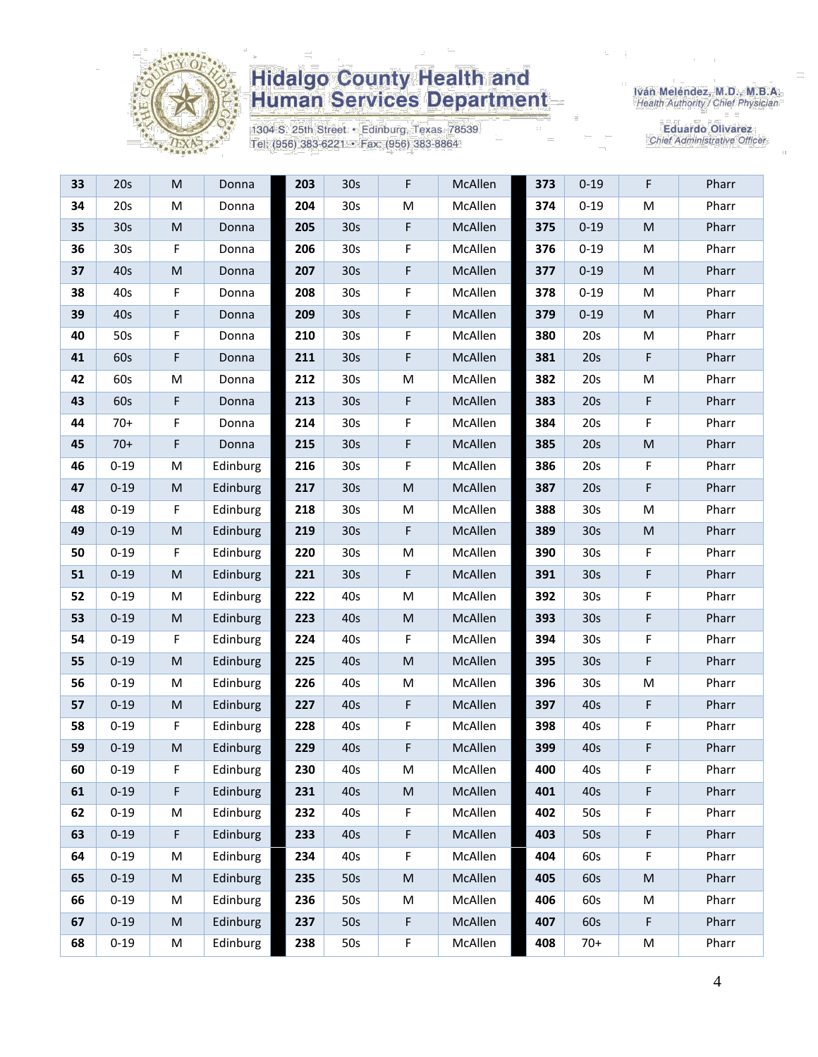| | | | | | | | | | | | |
|---|---|---|---|---|---|---|---|---|---|---|---|
| **33** | 20s | M | Donna | **203** | 30s | F | McAllen | **373** | 0-19 | F | Pharr |
| **34** | 20s | M | Donna | **204** | 30s | M | McAllen | **374** | 0-19 | M | Pharr |
| **35** | 30s | M | Donna | **205** | 30s | F | McAllen | **375** | 0-19 | M | Pharr |
| **36** | 30s | F | Donna | **206** | 30s | F | McAllen | **376** | 0-19 | M | Pharr |
| **37** | 40s | M | Donna | **207** | 30s | F | McAllen | **377** | 0-19 | M | Pharr |
| **38** | 40s | F | Donna | **208** | 30s | F | McAllen | **378** | 0-19 | M | Pharr |
| **39** | 40s | F | Donna | **209** | 30s | F | McAllen | **379** | 0-19 | M | Pharr |
| **40** | 50s | F | Donna | **210** | 30s | F | McAllen | **380** | 20s | M | Pharr |
| **41** | 60s | F | Donna | **211** | 30s | F | McAllen | **381** | 20s | F | Pharr |
| **42** | 60s | M | Donna | **212** | 30s | M | McAllen | **382** | 20s | M | Pharr |
| **43** | 60s | F | Donna | **213** | 30s | F | McAllen | **383** | 20s | F | Pharr |
| **44** | 70+ | F | Donna | **214** | 30s | F | McAllen | **384** | 20s | F | Pharr |
| **45** | 70+ | F | Donna | **215** | 30s | F | McAllen | **385** | 20s | M | Pharr |
| **46** | 0-19 | M | Edinburg | **216** | 30s | F | McAllen | **386** | 20s | F | Pharr |
| **47** | 0-19 | M | Edinburg | **217** | 30s | M | McAllen | **387** | 20s | F | Pharr |
| **48** | 0-19 | F | Edinburg | **218** | 30s | M | McAllen | **388** | 30s | M | Pharr |
| **49** | 0-19 | M | Edinburg | **219** | 30s | F | McAllen | **389** | 30s | M | Pharr |
| **50** | 0-19 | F | Edinburg | **220** | 30s | M | McAllen | **390** | 30s | F | Pharr |
| **51** | 0-19 | M | Edinburg | **221** | 30s | F | McAllen | **391** | 30s | F | Pharr |
| **52** | 0-19 | M | Edinburg | **222** | 40s | M | McAllen | **392** | 30s | F | Pharr |
| **53** | 0-19 | M | Edinburg | **223** | 40s | M | McAllen | **393** | 30s | F | Pharr |
| **54** | 0-19 | F | Edinburg | **224** | 40s | F | McAllen | **394** | 30s | F | Pharr |
| **55** | 0-19 | M | Edinburg | **225** | 40s | M | McAllen | **395** | 30s | F | Pharr |
| **56** | 0-19 | M | Edinburg | **226** | 40s | M | McAllen | **396** | 30s | M | Pharr |
| **57** | 0-19 | M | Edinburg | **227** | 40s | F | McAllen | **397** | 40s | F | Pharr |
| **58** | 0-19 | F | Edinburg | **228** | 40s | F | McAllen | **398** | 40s | F | Pharr |
| **59** | 0-19 | M | Edinburg | **229** | 40s | F | McAllen | **399** | 40s | F | Pharr |
| **60** | 0-19 | F | Edinburg | **230** | 40s | M | McAllen | **400** | 40s | F | Pharr |
| **61** | 0-19 | F | Edinburg | **231** | 40s | M | McAllen | **401** | 40s | F | Pharr |
| **62** | 0-19 | M | Edinburg | **232** | 40s | F | McAllen | **402** | 50s | F | Pharr |
| **63** | 0-19 | F | Edinburg | **233** | 40s | F | McAllen | **403** | 50s | F | Pharr |
| **64** | 0-19 | M | Edinburg | **234** | 40s | F | McAllen | **404** | 60s | F | Pharr |
| **65** | 0-19 | M | Edinburg | **235** | 50s | M | McAllen | **405** | 60s | M | Pharr |
| **66** | 0-19 | M | Edinburg | **236** | 50s | M | McAllen | **406** | 60s | M | Pharr |
| **67** | 0-19 | M | Edinburg | **237** | 50s | F | McAllen | **407** | 60s | F | Pharr |
| **68** | 0-19 | M | Edinburg | **238** | 50s | F | McAllen | **408** | 70+ | M | Pharr |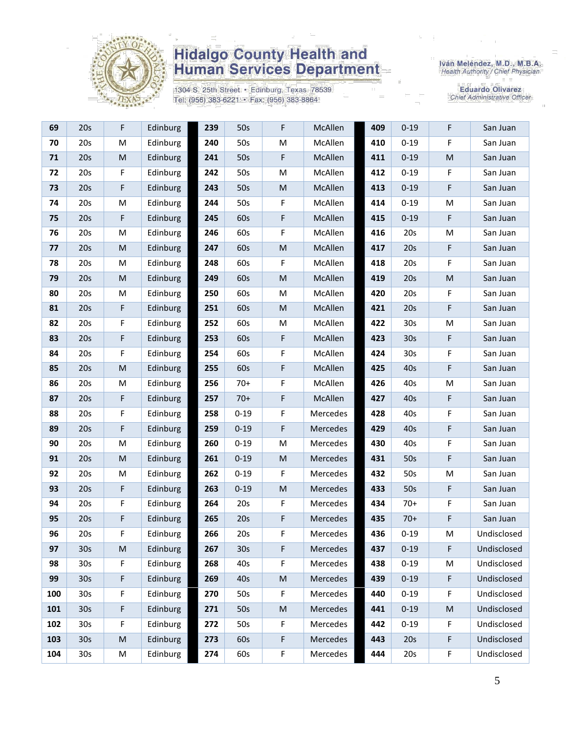| | | | | | | | | | | | |
|---|---|---|---|---|---|---|---|---|---|---|---|
| **69** | 20s | F | Edinburg | **239** | 50s | F | McAllen | **409** | 0-19 | F | San Juan |
| **70** | 20s | M | Edinburg | **240** | 50s | M | McAllen | **410** | 0-19 | F | San Juan |
| **71** | 20s | M | Edinburg | **241** | 50s | F | McAllen | **411** | 0-19 | M | San Juan |
| **72** | 20s | F | Edinburg | **242** | 50s | M | McAllen | **412** | 0-19 | F | San Juan |
| **73** | 20s | F | Edinburg | **243** | 50s | M | McAllen | **413** | 0-19 | F | San Juan |
| **74** | 20s | M | Edinburg | **244** | 50s | F | McAllen | **414** | 0-19 | M | San Juan |
| **75** | 20s | F | Edinburg | **245** | 60s | F | McAllen | **415** | 0-19 | F | San Juan |
| **76** | 20s | M | Edinburg | **246** | 60s | F | McAllen | **416** | 20s | M | San Juan |
| **77** | 20s | M | Edinburg | **247** | 60s | M | McAllen | **417** | 20s | F | San Juan |
| **78** | 20s | M | Edinburg | **248** | 60s | F | McAllen | **418** | 20s | F | San Juan |
| **79** | 20s | M | Edinburg | **249** | 60s | M | McAllen | **419** | 20s | M | San Juan |
| **80** | 20s | M | Edinburg | **250** | 60s | M | McAllen | **420** | 20s | F | San Juan |
| **81** | 20s | F | Edinburg | **251** | 60s | M | McAllen | **421** | 20s | F | San Juan |
| **82** | 20s | F | Edinburg | **252** | 60s | M | McAllen | **422** | 30s | M | San Juan |
| **83** | 20s | F | Edinburg | **253** | 60s | F | McAllen | **423** | 30s | F | San Juan |
| **84** | 20s | F | Edinburg | **254** | 60s | F | McAllen | **424** | 30s | F | San Juan |
| **85** | 20s | M | Edinburg | **255** | 60s | F | McAllen | **425** | 40s | F | San Juan |
| **86** | 20s | M | Edinburg | **256** | 70+ | F | McAllen | **426** | 40s | M | San Juan |
| **87** | 20s | F | Edinburg | **257** | 70+ | F | McAllen | **427** | 40s | F | San Juan |
| **88** | 20s | F | Edinburg | **258** | 0-19 | F | Mercedes | **428** | 40s | F | San Juan |
| **89** | 20s | F | Edinburg | **259** | 0-19 | F | Mercedes | **429** | 40s | F | San Juan |
| **90** | 20s | M | Edinburg | **260** | 0-19 | M | Mercedes | **430** | 40s | F | San Juan |
| **91** | 20s | M | Edinburg | **261** | 0-19 | M | Mercedes | **431** | 50s | F | San Juan |
| **92** | 20s | M | Edinburg | **262** | 0-19 | F | Mercedes | **432** | 50s | M | San Juan |
| **93** | 20s | F | Edinburg | **263** | 0-19 | M | Mercedes | **433** | 50s | F | San Juan |
| **94** | 20s | F | Edinburg | **264** | 20s | F | Mercedes | **434** | 70+ | F | San Juan |
| **95** | 20s | F | Edinburg | **265** | 20s | F | Mercedes | **435** | 70+ | F | San Juan |
| **96** | 20s | F | Edinburg | **266** | 20s | F | Mercedes | **436** | 0-19 | M | Undisclosed |
| **97** | 30s | M | Edinburg | **267** | 30s | F | Mercedes | **437** | 0-19 | F | Undisclosed |
| **98** | 30s | F | Edinburg | **268** | 40s | F | Mercedes | **438** | 0-19 | M | Undisclosed |
| **99** | 30s | F | Edinburg | **269** | 40s | M | Mercedes | **439** | 0-19 | F | Undisclosed |
| **100** | 30s | F | Edinburg | **270** | 50s | F | Mercedes | **440** | 0-19 | F | Undisclosed |
| **101** | 30s | F | Edinburg | **271** | 50s | M | Mercedes | **441** | 0-19 | M | Undisclosed |
| **102** | 30s | F | Edinburg | **272** | 50s | F | Mercedes | **442** | 0-19 | F | Undisclosed |
| **103** | 30s | M | Edinburg | **273** | 60s | F | Mercedes | **443** | 20s | F | Undisclosed |
| **104** | 30s | M | Edinburg | **274** | 60s | F | Mercedes | **444** | 20s | F | Undisclosed |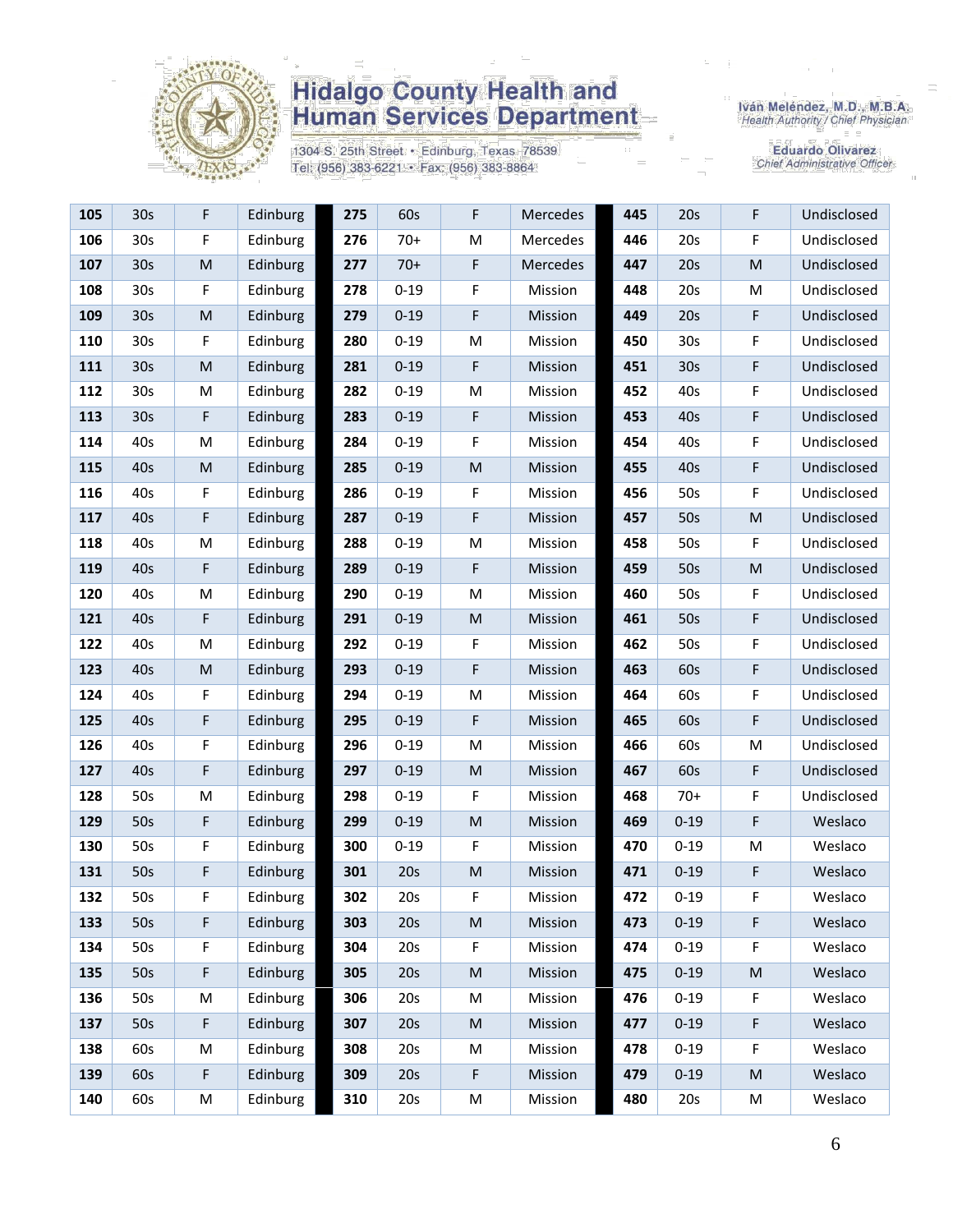# Hidalgo County Health and Human Services Department

1304 S. 25th Street • Edinburg, Texas 78539
Tel: (956) 383-6221 • Fax: (956) 383-8864

Iván Meléndez, M.D., M.B.A.
Health Authority / Chief Physician

Eduardo Olivarez
Chief Administrative Officer

| | | | | | | | | | | | |
|---|---|---|---|---|---|---|---|---|---|---|---|
| **105** | 30s | F | Edinburg | **275** | 60s | F | Mercedes | **445** | 20s | F | Undisclosed |
| **106** | 30s | F | Edinburg | **276** | 70+ | M | Mercedes | **446** | 20s | F | Undisclosed |
| **107** | 30s | M | Edinburg | **277** | 70+ | F | Mercedes | **447** | 20s | M | Undisclosed |
| **108** | 30s | F | Edinburg | **278** | 0-19 | F | Mission | **448** | 20s | M | Undisclosed |
| **109** | 30s | M | Edinburg | **279** | 0-19 | F | Mission | **449** | 20s | F | Undisclosed |
| **110** | 30s | F | Edinburg | **280** | 0-19 | M | Mission | **450** | 30s | F | Undisclosed |
| **111** | 30s | M | Edinburg | **281** | 0-19 | F | Mission | **451** | 30s | F | Undisclosed |
| **112** | 30s | M | Edinburg | **282** | 0-19 | M | Mission | **452** | 40s | F | Undisclosed |
| **113** | 30s | F | Edinburg | **283** | 0-19 | F | Mission | **453** | 40s | F | Undisclosed |
| **114** | 40s | M | Edinburg | **284** | 0-19 | F | Mission | **454** | 40s | F | Undisclosed |
| **115** | 40s | M | Edinburg | **285** | 0-19 | M | Mission | **455** | 40s | F | Undisclosed |
| **116** | 40s | F | Edinburg | **286** | 0-19 | F | Mission | **456** | 50s | F | Undisclosed |
| **117** | 40s | F | Edinburg | **287** | 0-19 | F | Mission | **457** | 50s | M | Undisclosed |
| **118** | 40s | M | Edinburg | **288** | 0-19 | M | Mission | **458** | 50s | F | Undisclosed |
| **119** | 40s | F | Edinburg | **289** | 0-19 | F | Mission | **459** | 50s | M | Undisclosed |
| **120** | 40s | M | Edinburg | **290** | 0-19 | M | Mission | **460** | 50s | F | Undisclosed |
| **121** | 40s | F | Edinburg | **291** | 0-19 | M | Mission | **461** | 50s | F | Undisclosed |
| **122** | 40s | M | Edinburg | **292** | 0-19 | F | Mission | **462** | 50s | F | Undisclosed |
| **123** | 40s | M | Edinburg | **293** | 0-19 | F | Mission | **463** | 60s | F | Undisclosed |
| **124** | 40s | F | Edinburg | **294** | 0-19 | M | Mission | **464** | 60s | F | Undisclosed |
| **125** | 40s | F | Edinburg | **295** | 0-19 | F | Mission | **465** | 60s | F | Undisclosed |
| **126** | 40s | F | Edinburg | **296** | 0-19 | M | Mission | **466** | 60s | M | Undisclosed |
| **127** | 40s | F | Edinburg | **297** | 0-19 | M | Mission | **467** | 60s | F | Undisclosed |
| **128** | 50s | M | Edinburg | **298** | 0-19 | F | Mission | **468** | 70+ | F | Undisclosed |
| **129** | 50s | F | Edinburg | **299** | 0-19 | M | Mission | **469** | 0-19 | F | Weslaco |
| **130** | 50s | F | Edinburg | **300** | 0-19 | F | Mission | **470** | 0-19 | M | Weslaco |
| **131** | 50s | F | Edinburg | **301** | 20s | M | Mission | **471** | 0-19 | F | Weslaco |
| **132** | 50s | F | Edinburg | **302** | 20s | F | Mission | **472** | 0-19 | F | Weslaco |
| **133** | 50s | F | Edinburg | **303** | 20s | M | Mission | **473** | 0-19 | F | Weslaco |
| **134** | 50s | F | Edinburg | **304** | 20s | F | Mission | **474** | 0-19 | F | Weslaco |
| **135** | 50s | F | Edinburg | **305** | 20s | M | Mission | **475** | 0-19 | M | Weslaco |
| **136** | 50s | M | Edinburg | **306** | 20s | M | Mission | **476** | 0-19 | F | Weslaco |
| **137** | 50s | F | Edinburg | **307** | 20s | M | Mission | **477** | 0-19 | F | Weslaco |
| **138** | 60s | M | Edinburg | **308** | 20s | M | Mission | **478** | 0-19 | F | Weslaco |
| **139** | 60s | F | Edinburg | **309** | 20s | F | Mission | **479** | 0-19 | M | Weslaco |
| **140** | 60s | M | Edinburg | **310** | 20s | M | Mission | **480** | 20s | M | Weslaco |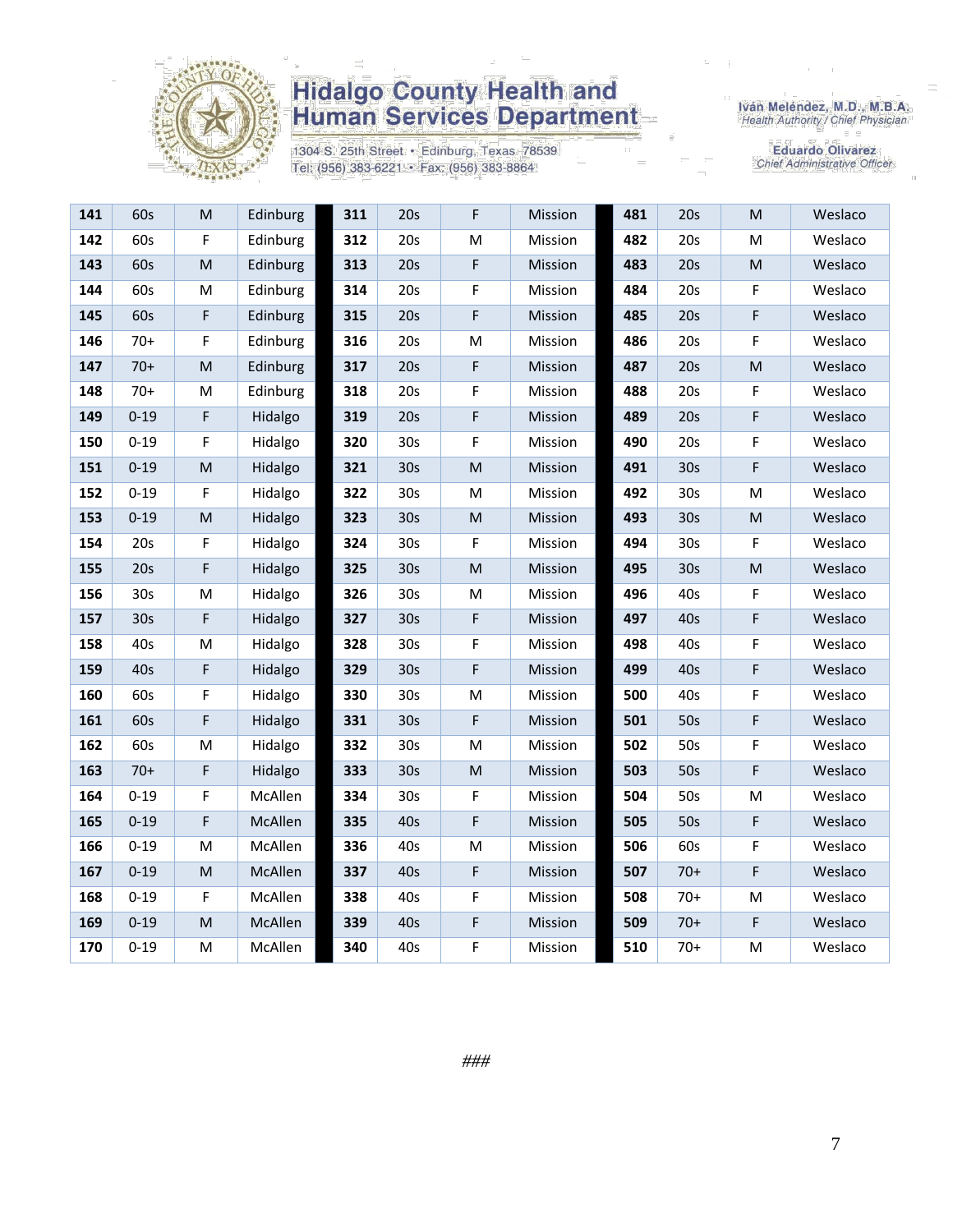| | | | | | | | | | | | |
|---|---|---|---|---|---|---|---|---|---|---|---|
| **141** | 60s | M | Edinburg | **311** | 20s | F | Mission | **481** | 20s | M | Weslaco |
| **142** | 60s | F | Edinburg | **312** | 20s | M | Mission | **482** | 20s | M | Weslaco |
| **143** | 60s | M | Edinburg | **313** | 20s | F | Mission | **483** | 20s | M | Weslaco |
| **144** | 60s | M | Edinburg | **314** | 20s | F | Mission | **484** | 20s | F | Weslaco |
| **145** | 60s | F | Edinburg | **315** | 20s | F | Mission | **485** | 20s | F | Weslaco |
| **146** | 70+ | F | Edinburg | **316** | 20s | M | Mission | **486** | 20s | F | Weslaco |
| **147** | 70+ | M | Edinburg | **317** | 20s | F | Mission | **487** | 20s | M | Weslaco |
| **148** | 70+ | M | Edinburg | **318** | 20s | F | Mission | **488** | 20s | F | Weslaco |
| **149** | 0-19 | F | Hidalgo | **319** | 20s | F | Mission | **489** | 20s | F | Weslaco |
| **150** | 0-19 | F | Hidalgo | **320** | 30s | F | Mission | **490** | 20s | F | Weslaco |
| **151** | 0-19 | M | Hidalgo | **321** | 30s | M | Mission | **491** | 30s | F | Weslaco |
| **152** | 0-19 | F | Hidalgo | **322** | 30s | M | Mission | **492** | 30s | M | Weslaco |
| **153** | 0-19 | M | Hidalgo | **323** | 30s | M | Mission | **493** | 30s | M | Weslaco |
| **154** | 20s | F | Hidalgo | **324** | 30s | F | Mission | **494** | 30s | F | Weslaco |
| **155** | 20s | F | Hidalgo | **325** | 30s | M | Mission | **495** | 30s | M | Weslaco |
| **156** | 30s | M | Hidalgo | **326** | 30s | M | Mission | **496** | 40s | F | Weslaco |
| **157** | 30s | F | Hidalgo | **327** | 30s | F | Mission | **497** | 40s | F | Weslaco |
| **158** | 40s | M | Hidalgo | **328** | 30s | F | Mission | **498** | 40s | F | Weslaco |
| **159** | 40s | F | Hidalgo | **329** | 30s | F | Mission | **499** | 40s | F | Weslaco |
| **160** | 60s | F | Hidalgo | **330** | 30s | M | Mission | **500** | 40s | F | Weslaco |
| **161** | 60s | F | Hidalgo | **331** | 30s | F | Mission | **501** | 50s | F | Weslaco |
| **162** | 60s | M | Hidalgo | **332** | 30s | M | Mission | **502** | 50s | F | Weslaco |
| **163** | 70+ | F | Hidalgo | **333** | 30s | M | Mission | **503** | 50s | F | Weslaco |
| **164** | 0-19 | F | McAllen | **334** | 30s | F | Mission | **504** | 50s | M | Weslaco |
| **165** | 0-19 | F | McAllen | **335** | 40s | F | Mission | **505** | 50s | F | Weslaco |
| **166** | 0-19 | M | McAllen | **336** | 40s | M | Mission | **506** | 60s | F | Weslaco |
| **167** | 0-19 | M | McAllen | **337** | 40s | F | Mission | **507** | 70+ | F | Weslaco |
| **168** | 0-19 | F | McAllen | **338** | 40s | F | Mission | **508** | 70+ | M | Weslaco |
| **169** | 0-19 | M | McAllen | **339** | 40s | F | Mission | **509** | 70+ | F | Weslaco |
| **170** | 0-19 | M | McAllen | **340** | 40s | F | Mission | **510** | 70+ | M | Weslaco |

###